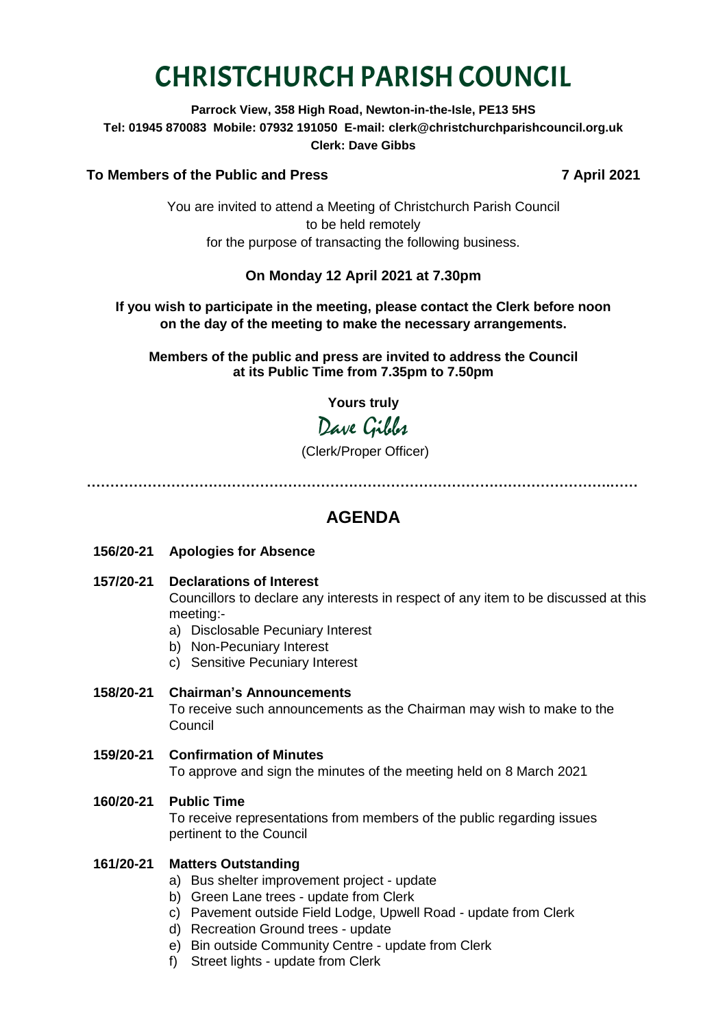# CHRISTCHURCH PARISH COUNCIL

**Parrock View, 358 High Road, Newton-in-the-Isle, PE13 5HS**
**Tel: 01945 870083 Mobile: 07932 191050 E-mail: clerk@christchurchparishcouncil.org.uk**
**Clerk: Dave Gibbs**

**To Members of the Public and Press** **7 April 2021**

You are invited to attend a Meeting of Christchurch Parish Council
to be held remotely
for the purpose of transacting the following business.

**On Monday 12 April 2021 at 7.30pm**

**If you wish to participate in the meeting, please contact the Clerk before noon on the day of the meeting to make the necessary arrangements.**

**Members of the public and press are invited to address the Council at its Public Time from 7.35pm to 7.50pm**

**Yours truly**

Dave Gibbs

(Clerk/Proper Officer)

---

## AGENDA

**156/20-21 Apologies for Absence**

**157/20-21 Declarations of Interest**

Councillors to declare any interests in respect of any item to be discussed at this meeting:-

a) Disclosable Pecuniary Interest
b) Non-Pecuniary Interest
c) Sensitive Pecuniary Interest

**158/20-21 Chairman's Announcements**

To receive such announcements as the Chairman may wish to make to the Council

**159/20-21 Confirmation of Minutes**

To approve and sign the minutes of the meeting held on 8 March 2021

**160/20-21 Public Time**

To receive representations from members of the public regarding issues pertinent to the Council

**161/20-21 Matters Outstanding**

a) Bus shelter improvement project - update
b) Green Lane trees - update from Clerk
c) Pavement outside Field Lodge, Upwell Road - update from Clerk
d) Recreation Ground trees - update
e) Bin outside Community Centre - update from Clerk
f) Street lights - update from Clerk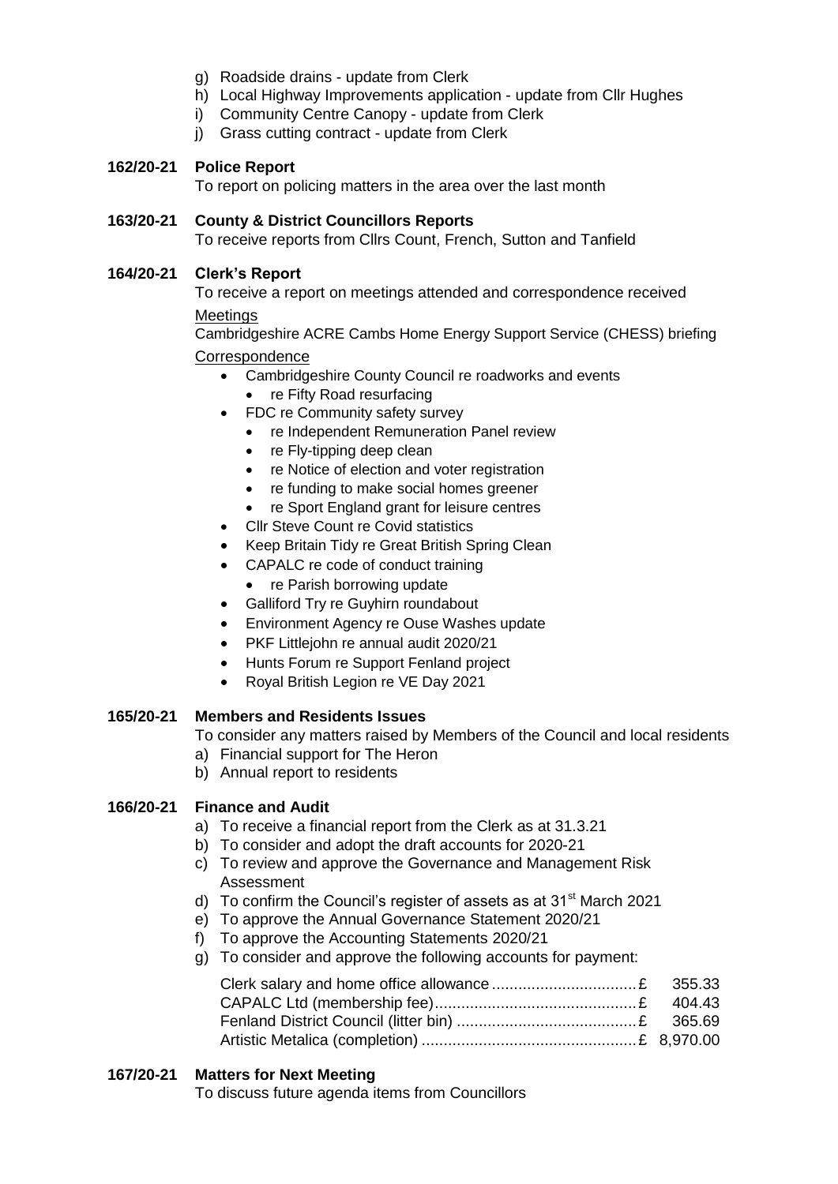g) Roadside drains - update from Clerk
h) Local Highway Improvements application - update from Cllr Hughes
i) Community Centre Canopy - update from Clerk
j) Grass cutting contract - update from Clerk

**162/20-21 Police Report**

To report on policing matters in the area over the last month

**163/20-21 County & District Councillors Reports**

To receive reports from Cllrs Count, French, Sutton and Tanfield

**164/20-21 Clerk's Report**

To receive a report on meetings attended and correspondence received

Meetings

Cambridgeshire ACRE Cambs Home Energy Support Service (CHESS) briefing

Correspondence

- Cambridgeshire County Council re roadworks and events
  - re Fifty Road resurfacing
- FDC re Community safety survey
  - re Independent Remuneration Panel review
  - re Fly-tipping deep clean
  - re Notice of election and voter registration
  - re funding to make social homes greener
  - re Sport England grant for leisure centres
- Cllr Steve Count re Covid statistics
- Keep Britain Tidy re Great British Spring Clean
- CAPALC re code of conduct training
  - re Parish borrowing update
- Galliford Try re Guyhirn roundabout
- Environment Agency re Ouse Washes update
- PKF Littlejohn re annual audit 2020/21
- Hunts Forum re Support Fenland project
- Royal British Legion re VE Day 2021

**165/20-21 Members and Residents Issues**

To consider any matters raised by Members of the Council and local residents

a) Financial support for The Heron
b) Annual report to residents

**166/20-21 Finance and Audit**

a) To receive a financial report from the Clerk as at 31.3.21
b) To consider and adopt the draft accounts for 2020-21
c) To review and approve the Governance and Management Risk Assessment
d) To confirm the Council's register of assets as at 31st March 2021
e) To approve the Annual Governance Statement 2020/21
f) To approve the Accounting Statements 2020/21
g) To consider and approve the following accounts for payment:

| | |
|---|---|
| Clerk salary and home office allowance | £ 355.33 |
| CAPALC Ltd (membership fee) | £ 404.43 |
| Fenland District Council (litter bin) | £ 365.69 |
| Artistic Metalica (completion) | £ 8,970.00 |

**167/20-21 Matters for Next Meeting**

To discuss future agenda items from Councillors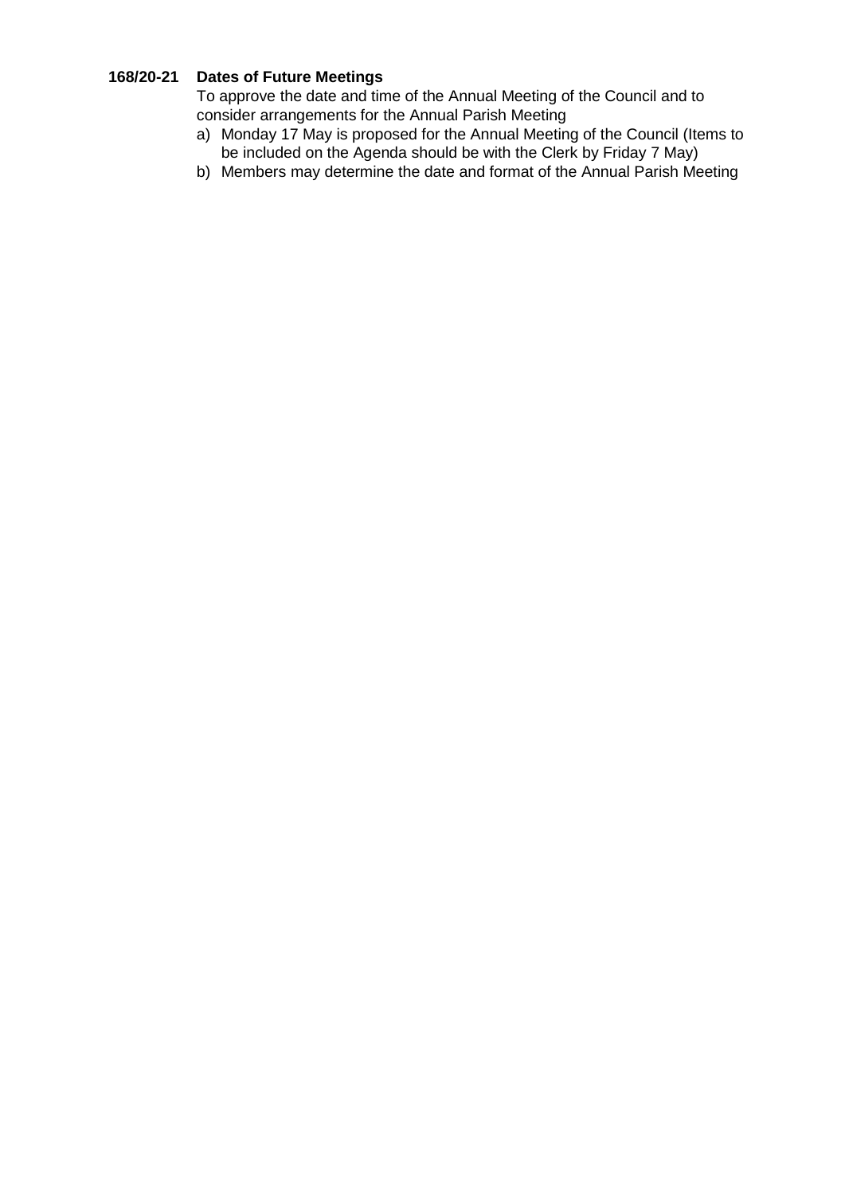**168/20-21 Dates of Future Meetings**

To approve the date and time of the Annual Meeting of the Council and to consider arrangements for the Annual Parish Meeting

a) Monday 17 May is proposed for the Annual Meeting of the Council (Items to be included on the Agenda should be with the Clerk by Friday 7 May)
b) Members may determine the date and format of the Annual Parish Meeting